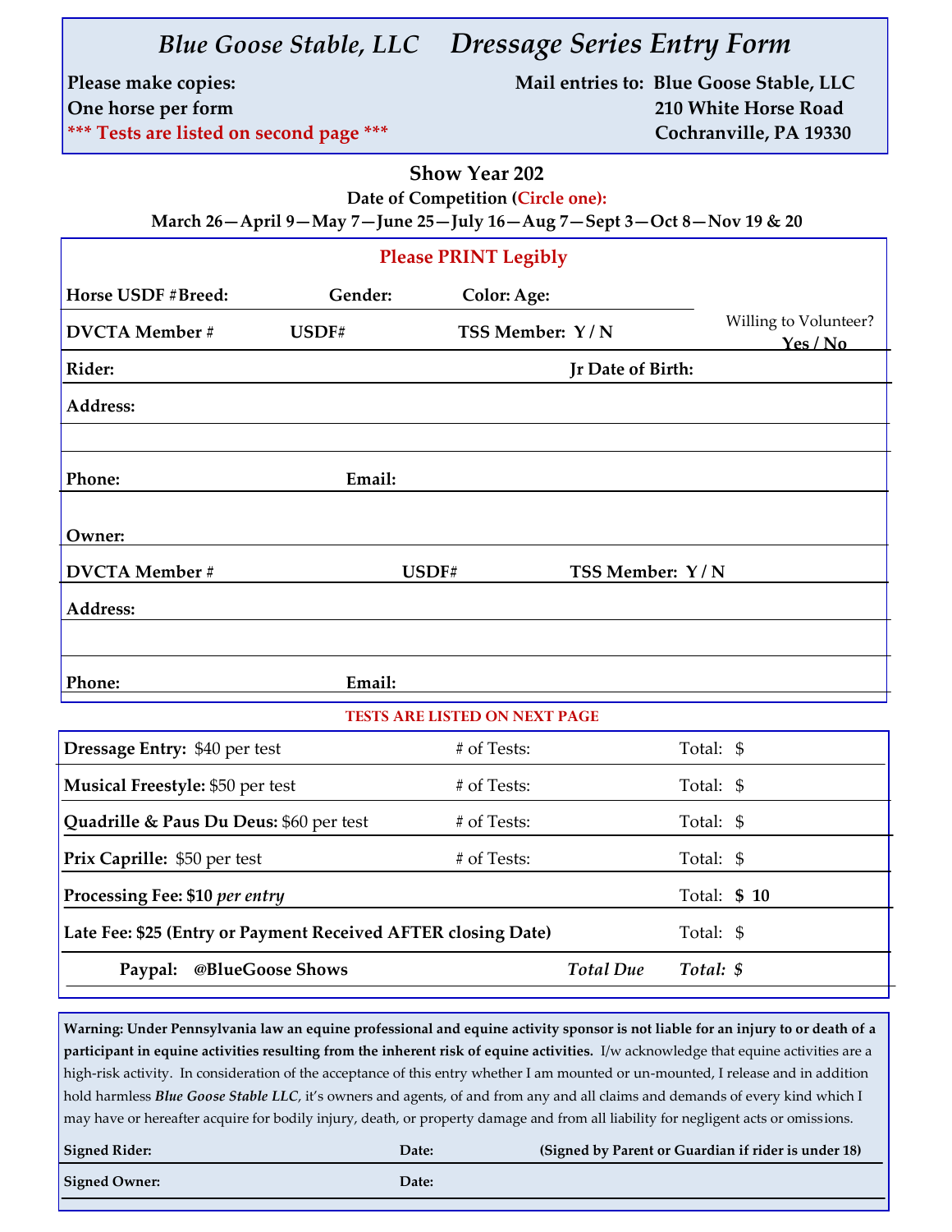# *Blue Goose Stable, LLC* *Dressage Series Entry Form*

**Please make copies:**
**One horse per form**
**\*\*\* Tests are listed on second page \*\*\***

**Mail entries to: Blue Goose Stable, LLC**
**210 White Horse Road**
**Cochranville, PA 19330**

**Show Year 202**

**Date of Competition (Circle one):**

**March 26—April 9—May 7—June 25—July 16—Aug 7—Sept 3—Oct 8—Nov 19 & 20**

**Please PRINT Legibly**

**Horse USDF #Breed:** **Gender:** **Color: Age:**

**DVCTA Member #** **USDF#** **TSS Member: Y / N**

Willing to Volunteer? **Yes / No**

**Rider:** **Jr Date of Birth:**

**Address:**

**Phone:** **Email:**

**Owner:**

**DVCTA Member #** **USDF#** **TSS Member: Y / N**

**Address:**

**Phone:** **Email:**

**TESTS ARE LISTED ON NEXT PAGE**

| | | |
|---|---|---|
| **Dressage Entry:** $40 per test | # of Tests: | Total: $ |
| **Musical Freestyle:** $50 per test | # of Tests: | Total: $ |
| **Quadrille & Paus Du Deus:** $60 per test | # of Tests: | Total: $ |
| **Prix Caprille:** $50 per test | # of Tests: | Total: $ |
| **Processing Fee: $10** ***per entry*** | | Total: **$ 10** |
| **Late Fee: $25 (Entry or Payment Received AFTER closing Date)** | | Total: $ |
| **Paypal: @BlueGoose Shows** | ***Total Due*** | ***Total: $*** |

**Warning: Under Pennsylvania law an equine professional and equine activity sponsor is not liable for an injury to or death of a participant in equine activities resulting from the inherent risk of equine activities.** I/w acknowledge that equine activities are a high-risk activity. In consideration of the acceptance of this entry whether I am mounted or un-mounted, I release and in addition hold harmless ***Blue Goose Stable LLC***, it's owners and agents, of and from any and all claims and demands of every kind which I may have or hereafter acquire for bodily injury, death, or property damage and from all liability for negligent acts or omissions.

**Signed Rider:** **Date:** **(Signed by Parent or Guardian if rider is under 18)**

**Signed Owner:** **Date:**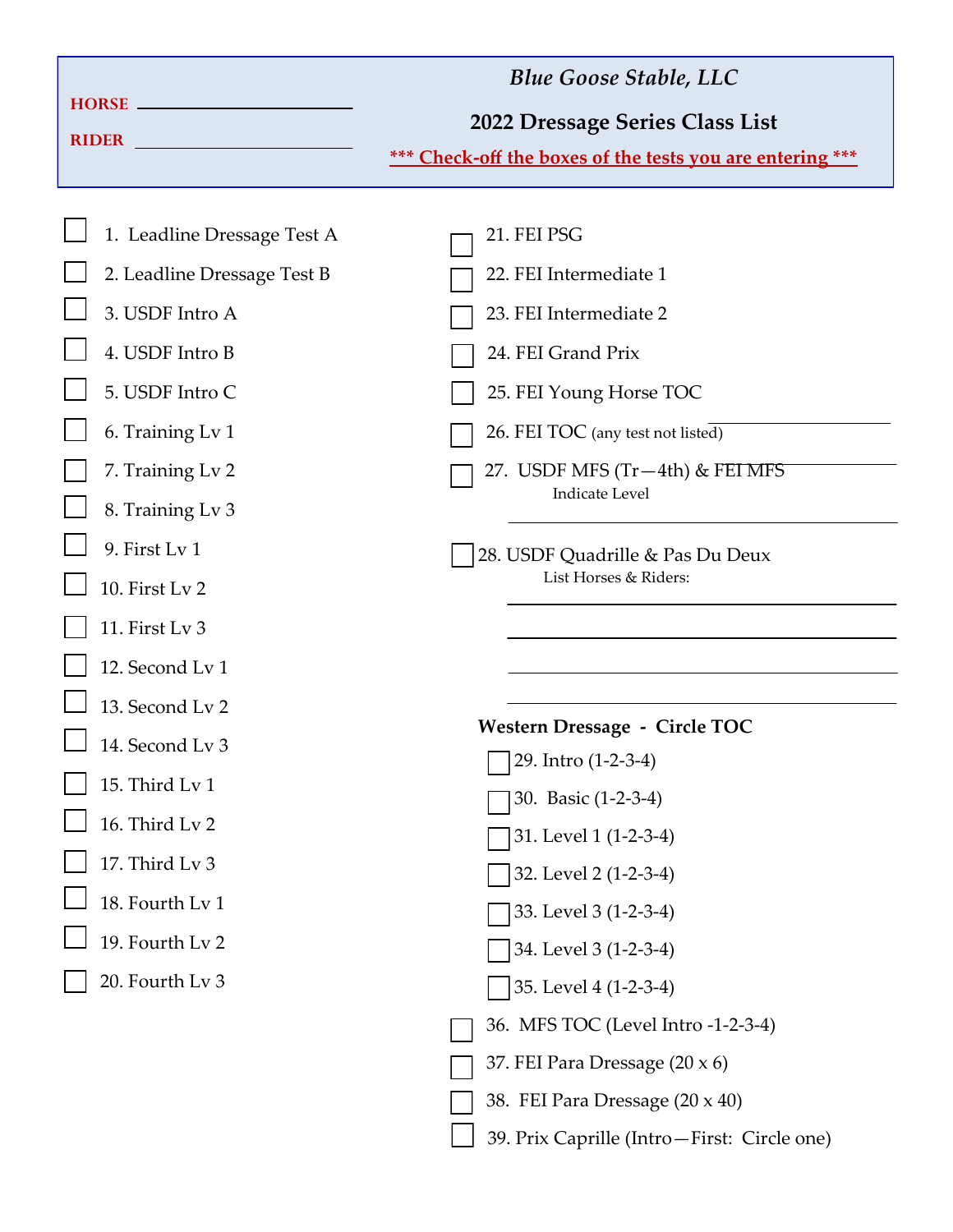HORSE \_\_\_\_\_\_\_\_\_\_\_\_\_\_\_\_\_\_\_\_

RIDER \_\_\_\_\_\_\_\_\_\_\_\_\_\_\_\_\_\_\_\_

*Blue Goose Stable, LLC*

**2022 Dressage Series Class List**

**\*\*\* Check-off the boxes of the tests you are entering \*\*\***

- ☐ 1. Leadline Dressage Test A
- ☐ 2. Leadline Dressage Test B
- ☐ 3. USDF Intro A
- ☐ 4. USDF Intro B
- ☐ 5. USDF Intro C
- ☐ 6. Training Lv 1
- ☐ 7. Training Lv 2
- ☐ 8. Training Lv 3
- ☐ 9. First Lv 1
- ☐ 10. First Lv 2
- ☐ 11. First Lv 3
- ☐ 12. Second Lv 1
- ☐ 13. Second Lv 2
- ☐ 14. Second Lv 3
- ☐ 15. Third Lv 1
- ☐ 16. Third Lv 2
- ☐ 17. Third Lv 3
- ☐ 18. Fourth Lv 1
- ☐ 19. Fourth Lv 2
- ☐ 20. Fourth Lv 3
- ☐ 21. FEI PSG
- ☐ 22. FEI Intermediate 1
- ☐ 23. FEI Intermediate 2
- ☐ 24. FEI Grand Prix
- ☐ 25. FEI Young Horse TOC
- ☐ 26. FEI TOC (any test not listed) \_\_\_\_\_\_\_\_\_\_\_\_\_\_\_\_
- ☐ 27. USDF MFS (Tr—4th) & FEI MFS \_\_\_\_\_\_\_\_\_\_\_\_\_\_\_\_
  Indicate Level
  \_\_\_\_\_\_\_\_\_\_\_\_\_\_\_\_\_\_\_\_\_\_\_\_\_\_\_\_\_\_
- ☐ 28. USDF Quadrille & Pas Du Deux
  List Horses & Riders:
  \_\_\_\_\_\_\_\_\_\_\_\_\_\_\_\_\_\_\_\_\_\_\_\_\_\_\_\_\_\_
  \_\_\_\_\_\_\_\_\_\_\_\_\_\_\_\_\_\_\_\_\_\_\_\_\_\_\_\_\_\_
  \_\_\_\_\_\_\_\_\_\_\_\_\_\_\_\_\_\_\_\_\_\_\_\_\_\_\_\_\_\_
  \_\_\_\_\_\_\_\_\_\_\_\_\_\_\_\_\_\_\_\_\_\_\_\_\_\_\_\_\_\_

**Western Dressage - Circle TOC**

- ☐ 29. Intro (1-2-3-4)
- ☐ 30. Basic (1-2-3-4)
- ☐ 31. Level 1 (1-2-3-4)
- ☐ 32. Level 2 (1-2-3-4)
- ☐ 33. Level 3 (1-2-3-4)
- ☐ 34. Level 3 (1-2-3-4)
- ☐ 35. Level 4 (1-2-3-4)
- ☐ 36. MFS TOC (Level Intro -1-2-3-4)
- ☐ 37. FEI Para Dressage (20 x 6)
- ☐ 38. FEI Para Dressage (20 x 40)
- ☐ 39. Prix Caprille (Intro—First: Circle one)